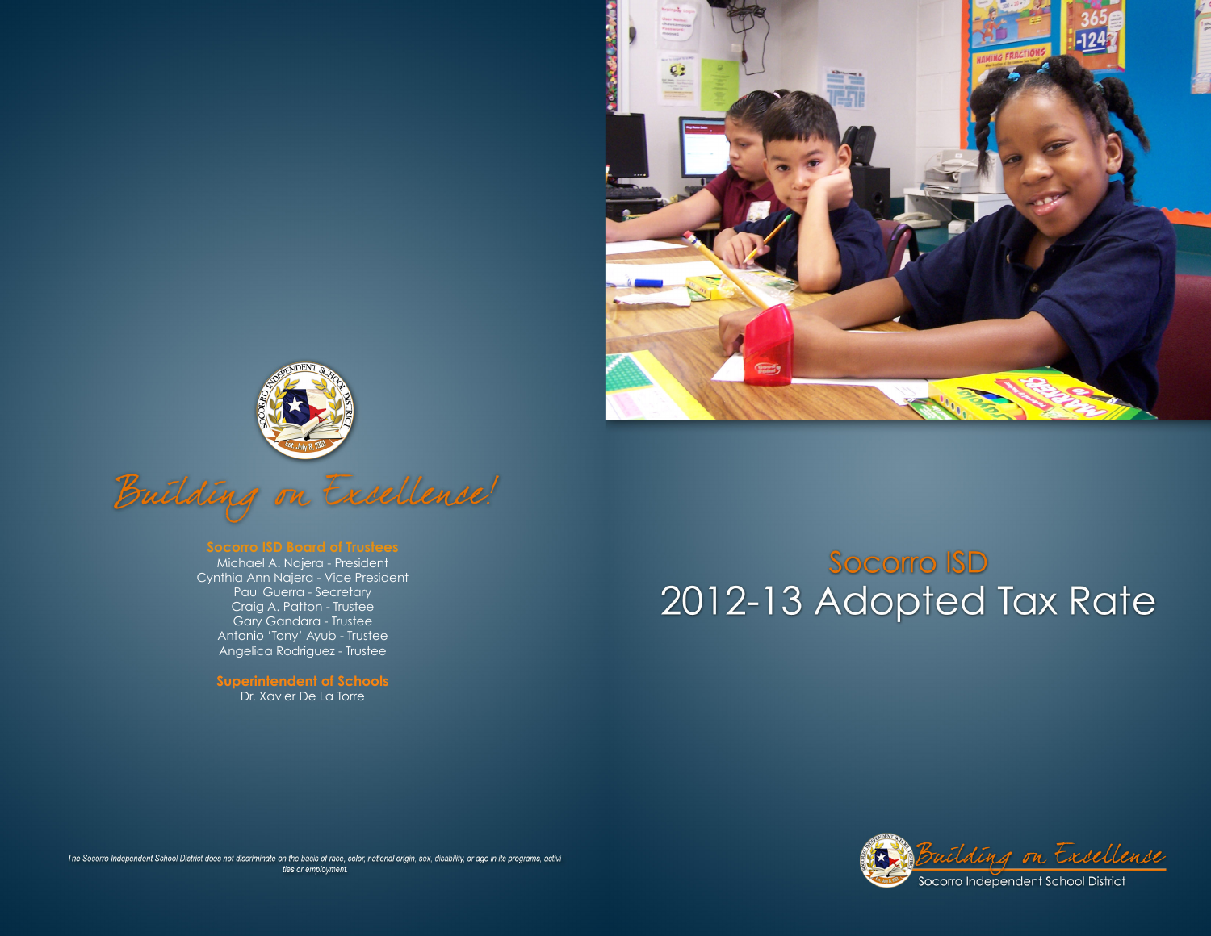*Building on Excellence!*

**Socorro ISD Board of Trustees**

Michael A. Najera - President
Cynthia Ann Najera - Vice President
Paul Guerra - Secretary
Craig A. Patton - Trustee
Gary Gandara - Trustee
Antonio 'Tony' Ayub - Trustee
Angelica Rodriguez - Trustee

**Superintendent of Schools**

Dr. Xavier De La Torre

*The Socorro Independent School District does not discriminate on the basis of race, color, national origin, sex, disability, or age in its programs, activities or employment.*

# Socorro ISD
# 2012-13 Adopted Tax Rate

*Building on Excellence*
Socorro Independent School District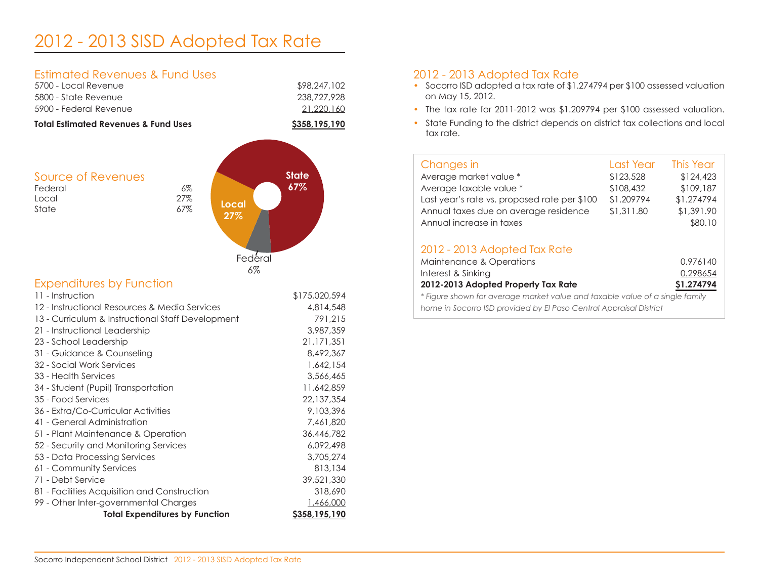# 2012 - 2013 SISD Adopted Tax Rate

## Estimated Revenues & Fund Uses

| | |
|---|---|
| 5700 - Local Revenue | $98,247,102 |
| 5800 - State Revenue | 238,727,928 |
| 5900 - Federal Revenue | 21,220,160 |
| **Total Estimated Revenues & Fund Uses** | **$358,195,190** |

## Source of Revenues

| | |
|---|---|
| Federal | 6% |
| Local | 27% |
| State | 67% |

State
67%
Local
27%
Federal
6%

## Expenditures by Function

| | |
|---|---|
| 11 - Instruction | $175,020,594 |
| 12 - Instructional Resources & Media Services | 4,814,548 |
| 13 - Curriculum & Instructional Staff Development | 791,215 |
| 21 - Instructional Leadership | 3,987,359 |
| 23 - School Leadership | 21,171,351 |
| 31 - Guidance & Counseling | 8,492,367 |
| 32 - Social Work Services | 1,642,154 |
| 33 - Health Services | 3,566,465 |
| 34 - Student (Pupil) Transportation | 11,642,859 |
| 35 - Food Services | 22,137,354 |
| 36 - Extra/Co-Curricular Activities | 9,103,396 |
| 41 - General Administration | 7,461,820 |
| 51 - Plant Maintenance & Operation | 36,446,782 |
| 52 - Security and Monitoring Services | 6,092,498 |
| 53 - Data Processing Services | 3,705,274 |
| 61 - Community Services | 813,134 |
| 71 - Debt Service | 39,521,330 |
| 81 - Facilities Acquisition and Construction | 318,690 |
| 99 - Other Inter-governmental Charges | 1,466,000 |
| **Total Expenditures by Function** | **$358,195,190** |

## 2012 - 2013 Adopted Tax Rate

- Socorro ISD adopted a tax rate of $1.274794 per $100 assessed valuation on May 15, 2012.
- The tax rate for 2011-2012 was $1.209794 per $100 assessed valuation.
- State Funding to the district depends on district tax collections and local tax rate.

| Changes in | Last Year | This Year |
|---|---|---|
| Average market value * | $123,528 | $124,423 |
| Average taxable value * | $108,432 | $109,187 |
| Last year's rate vs. proposed rate per $100 | $1.209794 | $1.274794 |
| Annual taxes due on average residence | $1,311.80 | $1,391.90 |
| Annual increase in taxes | | $80.10 |

### 2012 - 2013 Adopted Tax Rate

| | |
|---|---|
| Maintenance & Operations | 0.976140 |
| Interest & Sinking | 0.298654 |
| **2012-2013 Adopted Property Tax Rate** | **$1.274794** |

*\* Figure shown for average market value and taxable value of a single family home in Socorro ISD provided by El Paso Central Appraisal District*